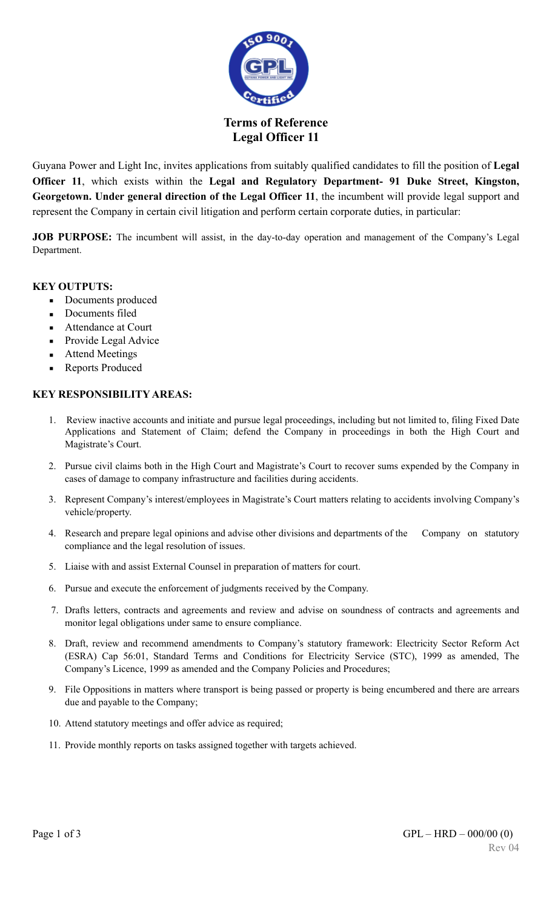# Terms of Reference
# Legal Officer 11

Guyana Power and Light Inc, invites applications from suitably qualified candidates to fill the position of **Legal Officer 11**, which exists within the **Legal and Regulatory Department- 91 Duke Street, Kingston, Georgetown. Under general direction of the Legal Officer 11**, the incumbent will provide legal support and represent the Company in certain civil litigation and perform certain corporate duties, in particular:

**JOB PURPOSE:** The incumbent will assist, in the day-to-day operation and management of the Company's Legal Department.

**KEY OUTPUTS:**

- Documents produced
- Documents filed
- Attendance at Court
- Provide Legal Advice
- Attend Meetings
- Reports Produced

**KEY RESPONSIBILITY AREAS:**

1. Review inactive accounts and initiate and pursue legal proceedings, including but not limited to, filing Fixed Date Applications and Statement of Claim; defend the Company in proceedings in both the High Court and Magistrate's Court.
2. Pursue civil claims both in the High Court and Magistrate's Court to recover sums expended by the Company in cases of damage to company infrastructure and facilities during accidents.
3. Represent Company's interest/employees in Magistrate's Court matters relating to accidents involving Company's vehicle/property.
4. Research and prepare legal opinions and advise other divisions and departments of the Company on statutory compliance and the legal resolution of issues.
5. Liaise with and assist External Counsel in preparation of matters for court.
6. Pursue and execute the enforcement of judgments received by the Company.
7. Drafts letters, contracts and agreements and review and advise on soundness of contracts and agreements and monitor legal obligations under same to ensure compliance.
8. Draft, review and recommend amendments to Company's statutory framework: Electricity Sector Reform Act (ESRA) Cap 56:01, Standard Terms and Conditions for Electricity Service (STC), 1999 as amended, The Company's Licence, 1999 as amended and the Company Policies and Procedures;
9. File Oppositions in matters where transport is being passed or property is being encumbered and there are arrears due and payable to the Company;
10. Attend statutory meetings and offer advice as required;
11. Provide monthly reports on tasks assigned together with targets achieved.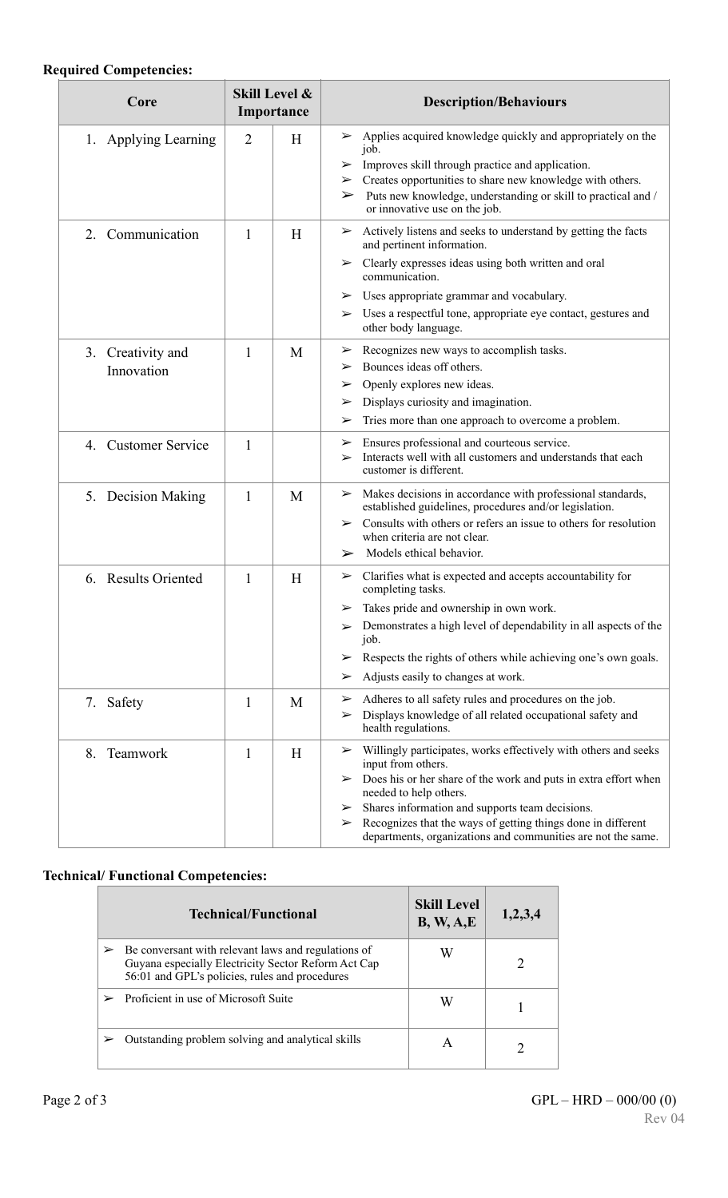**Required Competencies:**

| Core | Skill Level & Importance | | Description/Behaviours |
|---|---|---|---|
| 1. Applying Learning | 2 | H | ➢ Applies acquired knowledge quickly and appropriately on the job.<br>➢ Improves skill through practice and application.<br>➢ Creates opportunities to share new knowledge with others.<br>➢ Puts new knowledge, understanding or skill to practical and / or innovative use on the job. |
| 2. Communication | 1 | H | ➢ Actively listens and seeks to understand by getting the facts and pertinent information.<br>➢ Clearly expresses ideas using both written and oral communication.<br>➢ Uses appropriate grammar and vocabulary.<br>➢ Uses a respectful tone, appropriate eye contact, gestures and other body language. |
| 3. Creativity and Innovation | 1 | M | ➢ Recognizes new ways to accomplish tasks.<br>➢ Bounces ideas off others.<br>➢ Openly explores new ideas.<br>➢ Displays curiosity and imagination.<br>➢ Tries more than one approach to overcome a problem. |
| 4. Customer Service | 1 | | ➢ Ensures professional and courteous service.<br>➢ Interacts well with all customers and understands that each customer is different. |
| 5. Decision Making | 1 | M | ➢ Makes decisions in accordance with professional standards, established guidelines, procedures and/or legislation.<br>➢ Consults with others or refers an issue to others for resolution when criteria are not clear.<br>➢ Models ethical behavior. |
| 6. Results Oriented | 1 | H | ➢ Clarifies what is expected and accepts accountability for completing tasks.<br>➢ Takes pride and ownership in own work.<br>➢ Demonstrates a high level of dependability in all aspects of the job.<br>➢ Respects the rights of others while achieving one's own goals.<br>➢ Adjusts easily to changes at work. |
| 7. Safety | 1 | M | ➢ Adheres to all safety rules and procedures on the job.<br>➢ Displays knowledge of all related occupational safety and health regulations. |
| 8. Teamwork | 1 | H | ➢ Willingly participates, works effectively with others and seeks input from others.<br>➢ Does his or her share of the work and puts in extra effort when needed to help others.<br>➢ Shares information and supports team decisions.<br>➢ Recognizes that the ways of getting things done in different departments, organizations and communities are not the same. |

**Technical/ Functional Competencies:**

| Technical/Functional | Skill Level B, W, A,E | 1,2,3,4 |
|---|---|---|
| ➢ Be conversant with relevant laws and regulations of Guyana especially Electricity Sector Reform Act Cap 56:01 and GPL's policies, rules and procedures | W | 2 |
| ➢ Proficient in use of Microsoft Suite | W | 1 |
| ➢ Outstanding problem solving and analytical skills | A | 2 |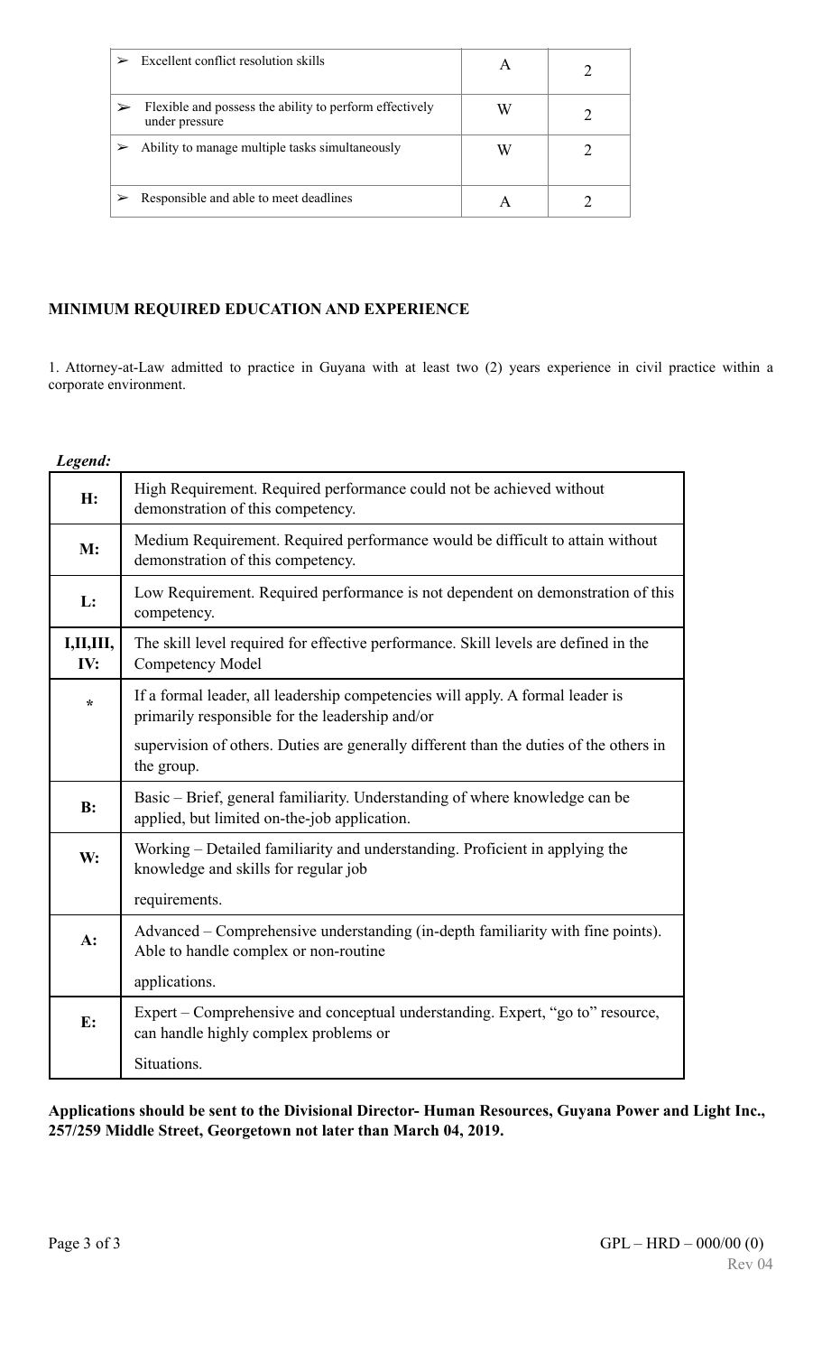| | | |
|---|---|---|
| ➢ Excellent conflict resolution skills | A | 2 |
| ➢ Flexible and possess the ability to perform effectively under pressure | W | 2 |
| ➢ Ability to manage multiple tasks simultaneously | W | 2 |
| ➢ Responsible and able to meet deadlines | A | 2 |

**MINIMUM REQUIRED EDUCATION AND EXPERIENCE**

1. Attorney-at-Law admitted to practice in Guyana with at least two (2) years experience in civil practice within a corporate environment.

***Legend:***

| | |
|---|---|
| **H:** | High Requirement. Required performance could not be achieved without demonstration of this competency. |
| **M:** | Medium Requirement. Required performance would be difficult to attain without demonstration of this competency. |
| **L:** | Low Requirement. Required performance is not dependent on demonstration of this competency. |
| **I,II,III, IV:** | The skill level required for effective performance. Skill levels are defined in the Competency Model |
| **\*** | If a formal leader, all leadership competencies will apply. A formal leader is primarily responsible for the leadership and/or supervision of others. Duties are generally different than the duties of the others in the group. |
| **B:** | Basic – Brief, general familiarity. Understanding of where knowledge can be applied, but limited on-the-job application. |
| **W:** | Working – Detailed familiarity and understanding. Proficient in applying the knowledge and skills for regular job requirements. |
| **A:** | Advanced – Comprehensive understanding (in-depth familiarity with fine points). Able to handle complex or non-routine applications. |
| **E:** | Expert – Comprehensive and conceptual understanding. Expert, "go to" resource, can handle highly complex problems or Situations. |

**Applications should be sent to the Divisional Director- Human Resources, Guyana Power and Light Inc., 257/259 Middle Street, Georgetown not later than March 04, 2019.**

GPL – HRD – 000/00 (0)
Rev 04